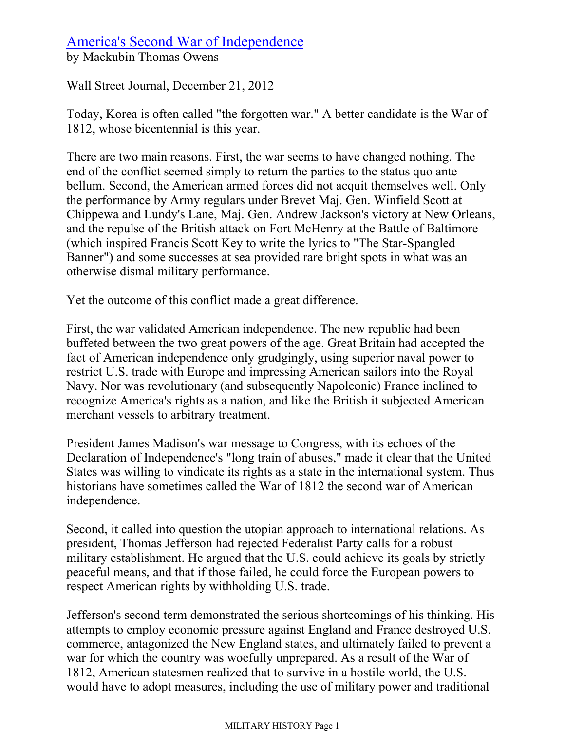# [America's Second War of Independence]

by Mackubin Thomas Owens

Wall Street Journal, December 21, 2012

Today, Korea is often called "the forgotten war." A better candidate is the War of 1812, whose bicentennial is this year.

There are two main reasons. First, the war seems to have changed nothing. The end of the conflict seemed simply to return the parties to the status quo ante bellum. Second, the American armed forces did not acquit themselves well. Only the performance by Army regulars under Brevet Maj. Gen. Winfield Scott at Chippewa and Lundy's Lane, Maj. Gen. Andrew Jackson's victory at New Orleans, and the repulse of the British attack on Fort McHenry at the Battle of Baltimore (which inspired Francis Scott Key to write the lyrics to "The Star-Spangled Banner") and some successes at sea provided rare bright spots in what was an otherwise dismal military performance.

Yet the outcome of this conflict made a great difference.

First, the war validated American independence. The new republic had been buffeted between the two great powers of the age. Great Britain had accepted the fact of American independence only grudgingly, using superior naval power to restrict U.S. trade with Europe and impressing American sailors into the Royal Navy. Nor was revolutionary (and subsequently Napoleonic) France inclined to recognize America's rights as a nation, and like the British it subjected American merchant vessels to arbitrary treatment.

President James Madison's war message to Congress, with its echoes of the Declaration of Independence's "long train of abuses," made it clear that the United States was willing to vindicate its rights as a state in the international system. Thus historians have sometimes called the War of 1812 the second war of American independence.

Second, it called into question the utopian approach to international relations. As president, Thomas Jefferson had rejected Federalist Party calls for a robust military establishment. He argued that the U.S. could achieve its goals by strictly peaceful means, and that if those failed, he could force the European powers to respect American rights by withholding U.S. trade.

Jefferson's second term demonstrated the serious shortcomings of his thinking. His attempts to employ economic pressure against England and France destroyed U.S. commerce, antagonized the New England states, and ultimately failed to prevent a war for which the country was woefully unprepared. As a result of the War of 1812, American statesmen realized that to survive in a hostile world, the U.S. would have to adopt measures, including the use of military power and traditional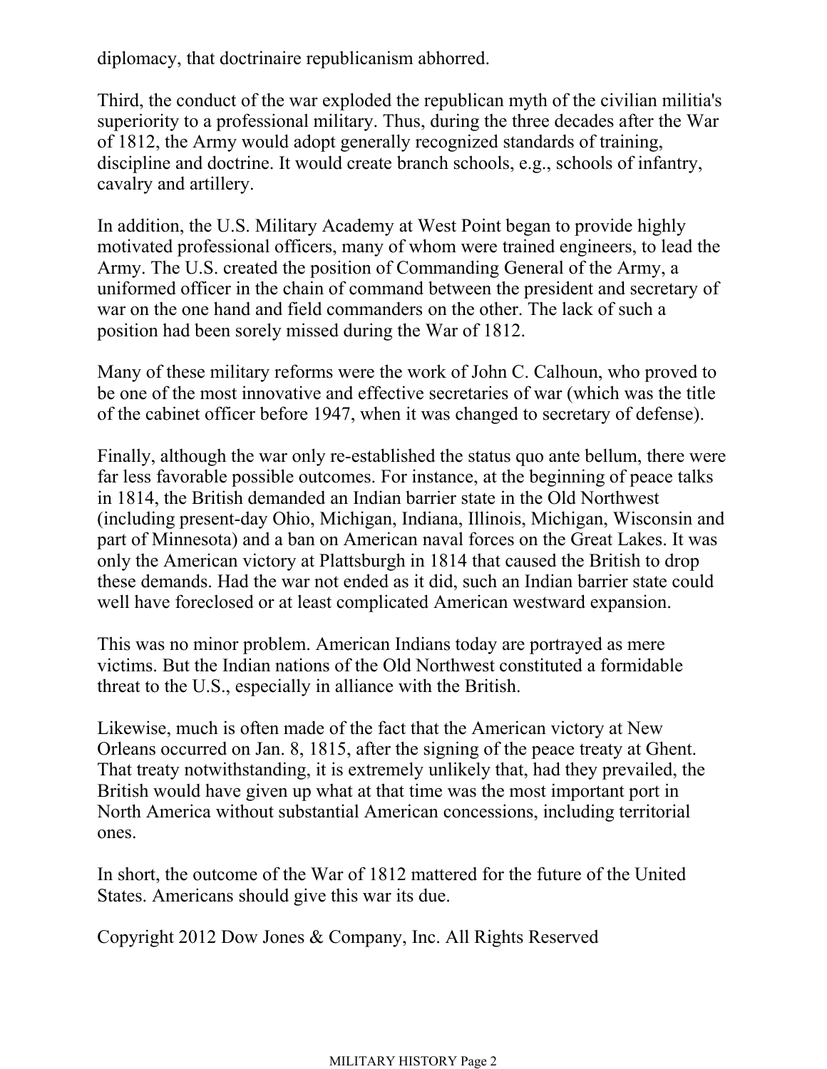diplomacy, that doctrinaire republicanism abhorred.

Third, the conduct of the war exploded the republican myth of the civilian militia's superiority to a professional military. Thus, during the three decades after the War of 1812, the Army would adopt generally recognized standards of training, discipline and doctrine. It would create branch schools, e.g., schools of infantry, cavalry and artillery.

In addition, the U.S. Military Academy at West Point began to provide highly motivated professional officers, many of whom were trained engineers, to lead the Army. The U.S. created the position of Commanding General of the Army, a uniformed officer in the chain of command between the president and secretary of war on the one hand and field commanders on the other. The lack of such a position had been sorely missed during the War of 1812.

Many of these military reforms were the work of John C. Calhoun, who proved to be one of the most innovative and effective secretaries of war (which was the title of the cabinet officer before 1947, when it was changed to secretary of defense).

Finally, although the war only re-established the status quo ante bellum, there were far less favorable possible outcomes. For instance, at the beginning of peace talks in 1814, the British demanded an Indian barrier state in the Old Northwest (including present-day Ohio, Michigan, Indiana, Illinois, Michigan, Wisconsin and part of Minnesota) and a ban on American naval forces on the Great Lakes. It was only the American victory at Plattsburgh in 1814 that caused the British to drop these demands. Had the war not ended as it did, such an Indian barrier state could well have foreclosed or at least complicated American westward expansion.

This was no minor problem. American Indians today are portrayed as mere victims. But the Indian nations of the Old Northwest constituted a formidable threat to the U.S., especially in alliance with the British.

Likewise, much is often made of the fact that the American victory at New Orleans occurred on Jan. 8, 1815, after the signing of the peace treaty at Ghent. That treaty notwithstanding, it is extremely unlikely that, had they prevailed, the British would have given up what at that time was the most important port in North America without substantial American concessions, including territorial ones.

In short, the outcome of the War of 1812 mattered for the future of the United States. Americans should give this war its due.

Copyright 2012 Dow Jones & Company, Inc. All Rights Reserved